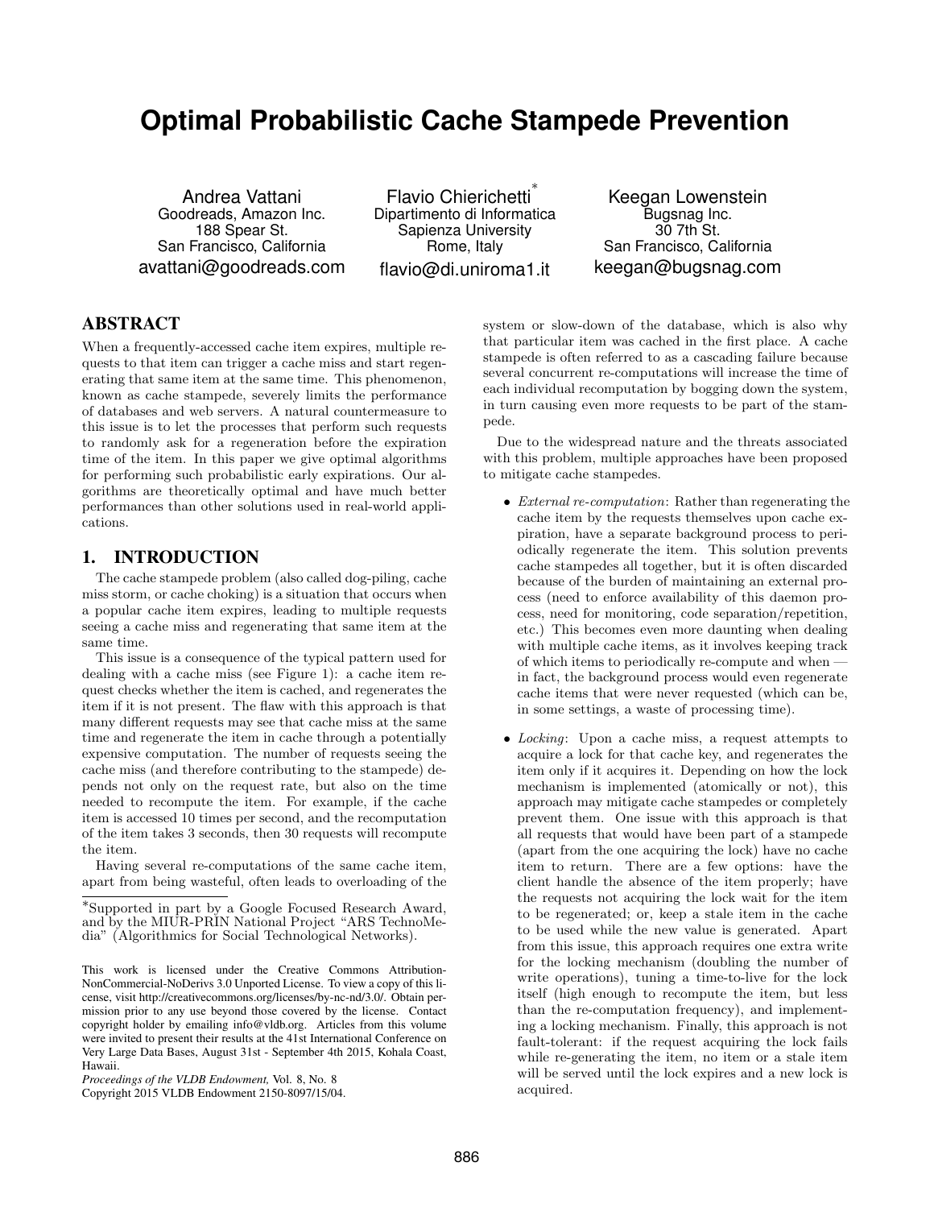# Optimal Probabilistic Cache Stampede Prevention

Andrea Vattani
Goodreads, Amazon Inc.
188 Spear St.
San Francisco, California
avattani@goodreads.com

Flavio Chierichetti[*]
Dipartimento di Informatica
Sapienza University
Rome, Italy
flavio@di.uniroma1.it

Keegan Lowenstein
Bugsnag Inc.
30 7th St.
San Francisco, California
keegan@bugsnag.com

## ABSTRACT

When a frequently-accessed cache item expires, multiple requests to that item can trigger a cache miss and start regenerating that same item at the same time. This phenomenon, known as cache stampede, severely limits the performance of databases and web servers. A natural countermeasure to this issue is to let the processes that perform such requests to randomly ask for a regeneration before the expiration time of the item. In this paper we give optimal algorithms for performing such probabilistic early expirations. Our algorithms are theoretically optimal and have much better performances than other solutions used in real-world applications.

## 1. INTRODUCTION

The cache stampede problem (also called dog-piling, cache miss storm, or cache choking) is a situation that occurs when a popular cache item expires, leading to multiple requests seeing a cache miss and regenerating that same item at the same time.

This issue is a consequence of the typical pattern used for dealing with a cache miss (see Figure 1): a cache item request checks whether the item is cached, and regenerates the item if it is not present. The flaw with this approach is that many different requests may see that cache miss at the same time and regenerate the item in cache through a potentially expensive computation. The number of requests seeing the cache miss (and therefore contributing to the stampede) depends not only on the request rate, but also on the time needed to recompute the item. For example, if the cache item is accessed 10 times per second, and the recomputation of the item takes 3 seconds, then 30 requests will recompute the item.

Having several re-computations of the same cache item, apart from being wasteful, often leads to overloading of the system or slow-down of the database, which is also why that particular item was cached in the first place. A cache stampede is often referred to as a cascading failure because several concurrent re-computations will increase the time of each individual recomputation by bogging down the system, in turn causing even more requests to be part of the stampede.

Due to the widespread nature and the threats associated with this problem, multiple approaches have been proposed to mitigate cache stampedes.

- *External re-computation*: Rather than regenerating the cache item by the requests themselves upon cache expiration, have a separate background process to periodically regenerate the item. This solution prevents cache stampedes all together, but it is often discarded because of the burden of maintaining an external process (need to enforce availability of this daemon process, need for monitoring, code separation/repetition, etc.) This becomes even more daunting when dealing with multiple cache items, as it involves keeping track of which items to periodically re-compute and when — in fact, the background process would even regenerate cache items that were never requested (which can be, in some settings, a waste of processing time).
- *Locking*: Upon a cache miss, a request attempts to acquire a lock for that cache key, and regenerates the item only if it acquires it. Depending on how the lock mechanism is implemented (atomically or not), this approach may mitigate cache stampedes or completely prevent them. One issue with this approach is that all requests that would have been part of a stampede (apart from the one acquiring the lock) have no cache item to return. There are a few options: have the client handle the absence of the item properly; have the requests not acquiring the lock wait for the item to be regenerated; or, keep a stale item in the cache to be used while the new value is generated. Apart from this issue, this approach requires one extra write for the locking mechanism (doubling the number of write operations), tuning a time-to-live for the lock itself (high enough to recompute the item, but less than the re-computation frequency), and implementing a locking mechanism. Finally, this approach is not fault-tolerant: if the request acquiring the lock fails while re-generating the item, no item or a stale item will be served until the lock expires and a new lock is acquired.

[*]Supported in part by a Google Focused Research Award, and by the MIUR-PRIN National Project "ARS TechnoMedia" (Algorithmics for Social Technological Networks).

This work is licensed under the Creative Commons Attribution-NonCommercial-NoDerivs 3.0 Unported License. To view a copy of this license, visit http://creativecommons.org/licenses/by-nc-nd/3.0/. Obtain permission prior to any use beyond those covered by the license. Contact copyright holder by emailing info@vldb.org. Articles from this volume were invited to present their results at the 41st International Conference on Very Large Data Bases, August 31st - September 4th 2015, Kohala Coast, Hawaii.
*Proceedings of the VLDB Endowment,* Vol. 8, No. 8
Copyright 2015 VLDB Endowment 2150-8097/15/04.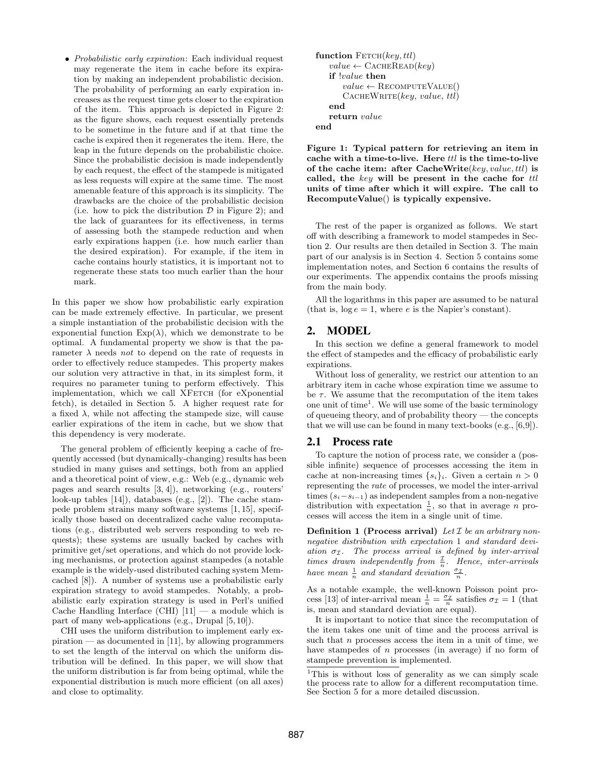- *Probabilistic early expiration*: Each individual request may regenerate the item in cache before its expiration by making an independent probabilistic decision. The probability of performing an early expiration increases as the request time gets closer to the expiration of the item. This approach is depicted in Figure 2: as the figure shows, each request essentially pretends to be sometime in the future and if at that time the cache is expired then it regenerates the item. Here, the leap in the future depends on the probabilistic choice. Since the probabilistic decision is made independently by each request, the effect of the stampede is mitigated as less requests will expire at the same time. The most amenable feature of this approach is its simplicity. The drawbacks are the choice of the probabilistic decision (i.e. how to pick the distribution $\mathcal{D}$ in Figure 2); and the lack of guarantees for its effectiveness, in terms of assessing both the stampede reduction and when early expirations happen (i.e. how much earlier than the desired expiration). For example, if the item in cache contains hourly statistics, it is important not to regenerate these stats too much earlier than the hour mark.

In this paper we show how probabilistic early expiration can be made extremely effective. In particular, we present a simple instantiation of the probabilistic decision with the exponential function $\text{Exp}(\lambda)$, which we demonstrate to be optimal. A fundamental property we show is that the parameter $\lambda$ needs *not* to depend on the rate of requests in order to effectively reduce stampedes. This property makes our solution very attractive in that, in its simplest form, it requires no parameter tuning to perform effectively. This implementation, which we call XFETCH (for eXponential fetch), is detailed in Section 5. A higher request rate for a fixed $\lambda$, while not affecting the stampede size, will cause earlier expirations of the item in cache, but we show that this dependency is very moderate.

The general problem of efficiently keeping a cache of frequently accessed (but dynamically-changing) results has been studied in many guises and settings, both from an applied and a theoretical point of view, e.g.: Web (e.g., dynamic web pages and search results [3, 4]), networking (e.g., routers' look-up tables [14]), databases (e.g., [2]). The cache stampede problem strains many software systems [1, 15], specifically those based on decentralized cache value recomputations (e.g., distributed web servers responding to web requests); these systems are usually backed by caches with primitive get/set operations, and which do not provide locking mechanisms, or protection against stampedes (a notable example is the widely-used distributed caching system Memcached [8]). A number of systems use a probabilistic early expiration strategy to avoid stampedes. Notably, a probabilistic early expiration strategy is used in Perl's unified Cache Handling Interface (CHI) [11] — a module which is part of many web-applications (e.g., Drupal [5, 10]).

CHI uses the uniform distribution to implement early expiration — as documented in [11], by allowing programmers to set the length of the interval on which the uniform distribution will be defined. In this paper, we will show that the uniform distribution is far from being optimal, while the exponential distribution is much more efficient (on all axes) and close to optimality.

```
function FETCH(key, ttl)
    value ← CACHEREAD(key)
    if !value then
        value ← RECOMPUTEVALUE()
        CACHEWRITE(key, value, ttl)
    end
    return value
end
```

**Figure 1: Typical pattern for retrieving an item in cache with a time-to-live. Here *ttl* is the time-to-live of the cache item: after CacheWrite(*key*, *value*, *ttl*) is called, the *key* will be present in the cache for *ttl* units of time after which it will expire. The call to RecomputeValue() is typically expensive.**

The rest of the paper is organized as follows. We start off with describing a framework to model stampedes in Section 2. Our results are then detailed in Section 3. The main part of our analysis is in Section 4. Section 5 contains some implementation notes, and Section 6 contains the results of our experiments. The appendix contains the proofs missing from the main body.

All the logarithms in this paper are assumed to be natural (that is, $\log e = 1$, where $e$ is the Napier's constant).

## 2. MODEL

In this section we define a general framework to model the effect of stampedes and the efficacy of probabilistic early expirations.

Without loss of generality, we restrict our attention to an arbitrary item in cache whose expiration time we assume to be $\tau$. We assume that the recomputation of the item takes one unit of time[1]. We will use some of the basic terminology of queueing theory, and of probability theory — the concepts that we will use can be found in many text-books (e.g., [6,9]).

### 2.1 Process rate

To capture the notion of process rate, we consider a (possible infinite) sequence of processes accessing the item in cache at non-increasing times $\{s_i\}_i$. Given a certain $n > 0$ representing the *rate* of processes, we model the inter-arrival times $(s_i - s_{i-1})$ as independent samples from a non-negative distribution with expectation $\frac{1}{n}$, so that in average $n$ processes will access the item in a single unit of time.

**Definition 1 (Process arrival)** *Let $\mathcal{I}$ be an arbitrary non-negative distribution with expectation 1 and standard deviation $\sigma_{\mathcal{I}}$. The process arrival is defined by inter-arrival times drawn independently from $\frac{\mathcal{I}}{n}$. Hence, inter-arrivals have mean $\frac{1}{n}$ and standard deviation $\frac{\sigma_{\mathcal{I}}}{n}$.*

As a notable example, the well-known Poisson point process [13] of inter-arrival mean $\frac{1}{n} = \frac{\sigma_{\mathcal{I}}}{n}$ satisfies $\sigma_{\mathcal{I}} = 1$ (that is, mean and standard deviation are equal).

It is important to notice that since the recomputation of the item takes one unit of time and the process arrival is such that $n$ processes access the item in a unit of time, we have stampedes of $n$ processes (in average) if no form of stampede prevention is implemented.

[1] This is without loss of generality as we can simply scale the process rate to allow for a different recomputation time. See Section 5 for a more detailed discussion.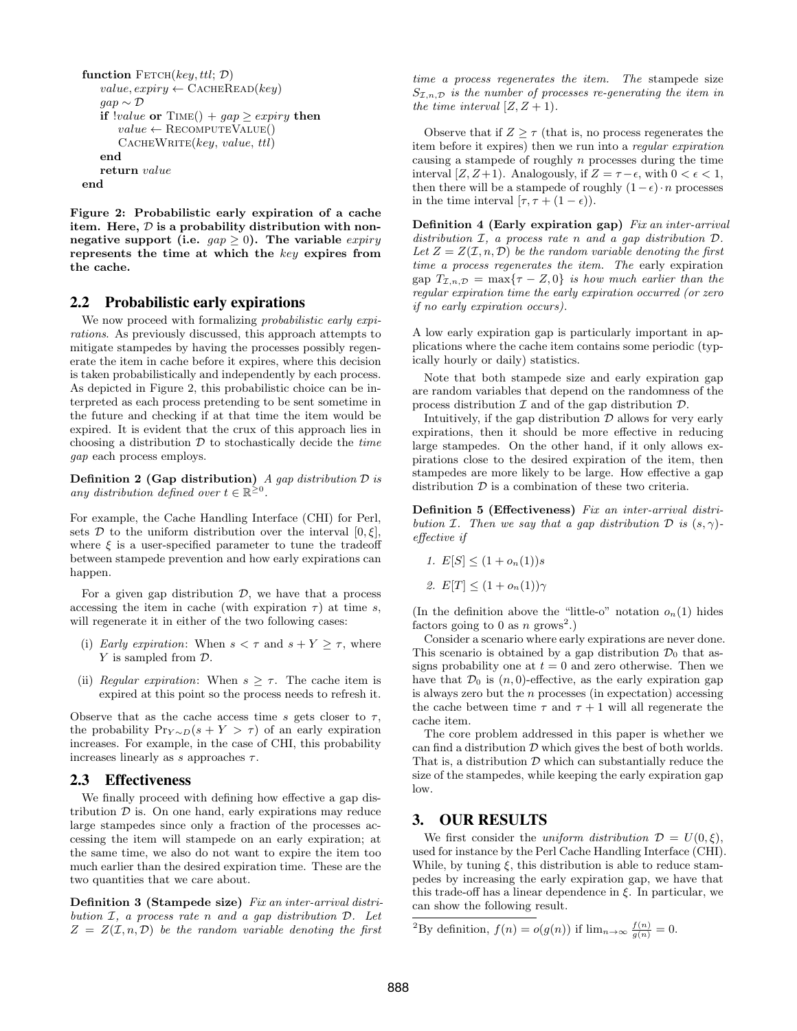```
function Fetch(key, ttl; D)
    value, expiry ← CacheRead(key)
    gap ∼ D
    if !value or Time() + gap ≥ expiry then
        value ← RecomputeValue()
        CacheWrite(key, value, ttl)
    end
    return value
end
```

**Figure 2: Probabilistic early expiration of a cache item. Here, $\mathcal{D}$ is a probability distribution with non-negative support (i.e. $gap \geq 0$). The variable $expiry$ represents the time at which the $key$ expires from the cache.**

## 2.2 Probabilistic early expirations

We now proceed with formalizing *probabilistic early expirations*. As previously discussed, this approach attempts to mitigate stampedes by having the processes possibly regenerate the item in cache before it expires, where this decision is taken probabilistically and independently by each process. As depicted in Figure 2, this probabilistic choice can be interpreted as each process pretending to be sent sometime in the future and checking if at that time the item would be expired. It is evident that the crux of this approach lies in choosing a distribution $\mathcal{D}$ to stochastically decide the *time gap* each process employs.

**Definition 2 (Gap distribution)** *A gap distribution $\mathcal{D}$ is any distribution defined over $t \in \mathbb{R}^{\geq 0}$.*

For example, the Cache Handling Interface (CHI) for Perl, sets $\mathcal{D}$ to the uniform distribution over the interval $[0, \xi]$, where $\xi$ is a user-specified parameter to tune the tradeoff between stampede prevention and how early expirations can happen.

For a given gap distribution $\mathcal{D}$, we have that a process accessing the item in cache (with expiration $\tau$) at time $s$, will regenerate it in either of the two following cases:

(i) *Early expiration*: When $s < \tau$ and $s + Y \geq \tau$, where $Y$ is sampled from $\mathcal{D}$.

(ii) *Regular expiration*: When $s \geq \tau$. The cache item is expired at this point so the process needs to refresh it.

Observe that as the cache access time $s$ gets closer to $\tau$, the probability $\Pr_{Y \sim D}(s + Y > \tau)$ of an early expiration increases. For example, in the case of CHI, this probability increases linearly as $s$ approaches $\tau$.

## 2.3 Effectiveness

We finally proceed with defining how effective a gap distribution $\mathcal{D}$ is. On one hand, early expirations may reduce large stampedes since only a fraction of the processes accessing the item will stampede on an early expiration; at the same time, we also do not want to expire the item too much earlier than the desired expiration time. These are the two quantities that we care about.

**Definition 3 (Stampede size)** *Fix an inter-arrival distribution $\mathcal{I}$, a process rate $n$ and a gap distribution $\mathcal{D}$. Let $Z = Z(\mathcal{I}, n, \mathcal{D})$ be the random variable denoting the first time a process regenerates the item. The* stampede size *$S_{\mathcal{I},n,\mathcal{D}}$ is the number of processes re-generating the item in the time interval $[Z, Z + 1)$.*

Observe that if $Z \geq \tau$ (that is, no process regenerates the item before it expires) then we run into a *regular expiration* causing a stampede of roughly $n$ processes during the time interval $[Z, Z+1)$. Analogously, if $Z = \tau - \epsilon$, with $0 < \epsilon < 1$, then there will be a stampede of roughly $(1-\epsilon) \cdot n$ processes in the time interval $[\tau, \tau + (1 - \epsilon))$.

**Definition 4 (Early expiration gap)** *Fix an inter-arrival distribution $\mathcal{I}$, a process rate $n$ and a gap distribution $\mathcal{D}$. Let $Z = Z(\mathcal{I}, n, \mathcal{D})$ be the random variable denoting the first time a process regenerates the item. The* early expiration gap *$T_{\mathcal{I},n,\mathcal{D}} = \max\{\tau - Z, 0\}$ is how much earlier than the regular expiration time the early expiration occurred (or zero if no early expiration occurs).*

A low early expiration gap is particularly important in applications where the cache item contains some periodic (typically hourly or daily) statistics.

Note that both stampede size and early expiration gap are random variables that depend on the randomness of the process distribution $\mathcal{I}$ and of the gap distribution $\mathcal{D}$.

Intuitively, if the gap distribution $\mathcal{D}$ allows for very early expirations, then it should be more effective in reducing large stampedes. On the other hand, if it only allows expirations close to the desired expiration of the item, then stampedes are more likely to be large. How effective a gap distribution $\mathcal{D}$ is a combination of these two criteria.

**Definition 5 (Effectiveness)** *Fix an inter-arrival distribution $\mathcal{I}$. Then we say that a gap distribution $\mathcal{D}$ is $(s, \gamma)$-effective if*

1. *$E[S] \leq (1 + o_n(1))s$*
2. *$E[T] \leq (1 + o_n(1))\gamma$*

(In the definition above the "little-o" notation $o_n(1)$ hides factors going to 0 as $n$ grows[2].)

Consider a scenario where early expirations are never done. This scenario is obtained by a gap distribution $\mathcal{D}_0$ that assigns probability one at $t = 0$ and zero otherwise. Then we have that $\mathcal{D}_0$ is $(n, 0)$-effective, as the early expiration gap is always zero but the $n$ processes (in expectation) accessing the cache between time $\tau$ and $\tau + 1$ will all regenerate the cache item.

The core problem addressed in this paper is whether we can find a distribution $\mathcal{D}$ which gives the best of both worlds. That is, a distribution $\mathcal{D}$ which can substantially reduce the size of the stampedes, while keeping the early expiration gap low.

# 3. OUR RESULTS

We first consider the *uniform distribution* $\mathcal{D} = U(0, \xi)$, used for instance by the Perl Cache Handling Interface (CHI). While, by tuning $\xi$, this distribution is able to reduce stampedes by increasing the early expiration gap, we have that this trade-off has a linear dependence in $\xi$. In particular, we can show the following result.

[2] By definition, $f(n) = o(g(n))$ if $\lim_{n\to\infty} \frac{f(n)}{g(n)} = 0$.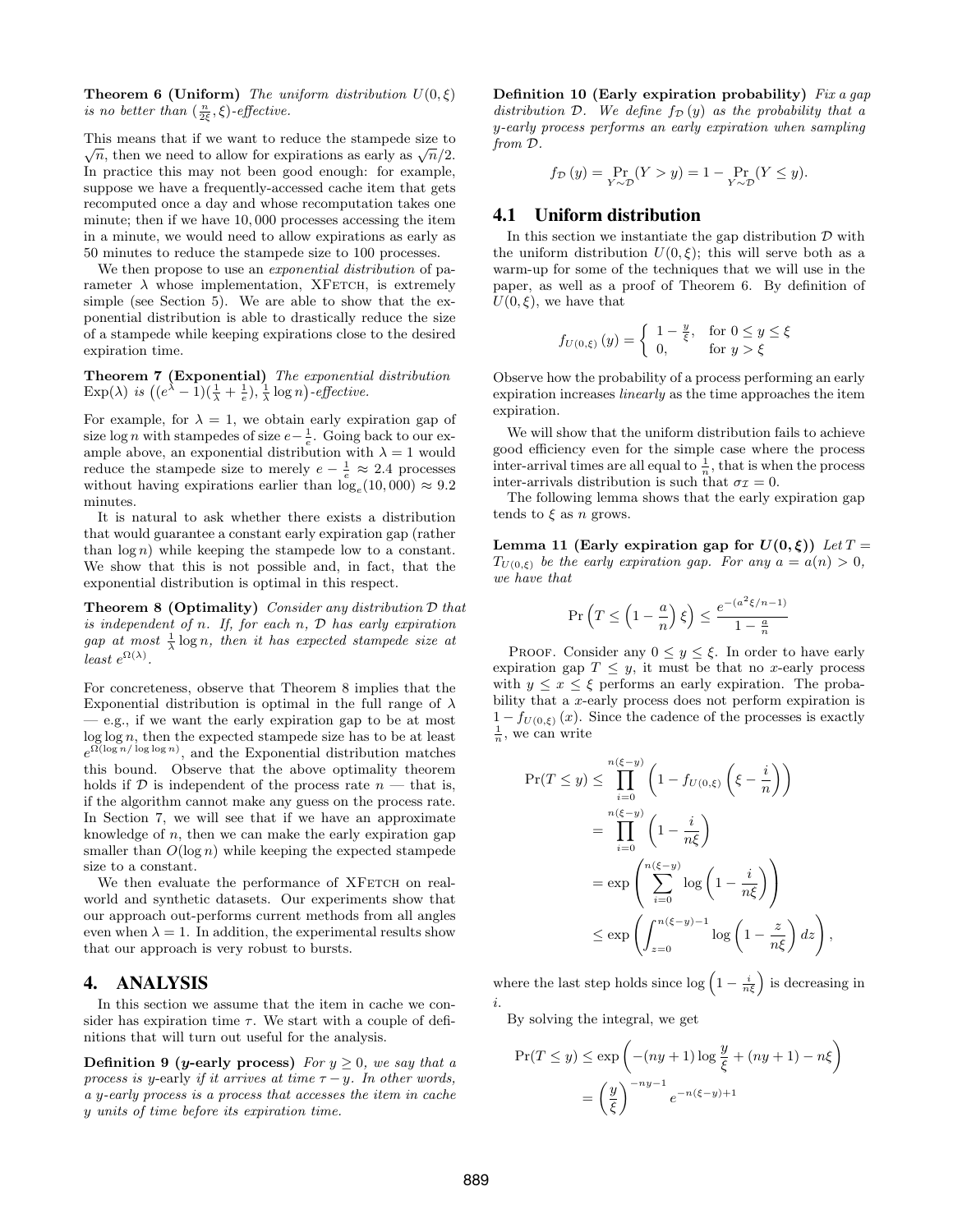**Theorem 6 (Uniform)** *The uniform distribution $U(0, \xi)$ is no better than $(\frac{n}{2\xi}, \xi)$-effective.*

This means that if we want to reduce the stampede size to $\sqrt{n}$, then we need to allow for expirations as early as $\sqrt{n}/2$. In practice this may not been good enough: for example, suppose we have a frequently-accessed cache item that gets recomputed once a day and whose recomputation takes one minute; then if we have 10,000 processes accessing the item in a minute, we would need to allow expirations as early as 50 minutes to reduce the stampede size to 100 processes.

We then propose to use an *exponential distribution* of parameter $\lambda$ whose implementation, XFetch, is extremely simple (see Section 5). We are able to show that the exponential distribution is able to drastically reduce the size of a stampede while keeping expirations close to the desired expiration time.

**Theorem 7 (Exponential)** *The exponential distribution $\text{Exp}(\lambda)$ is $\left((e^{\lambda} - 1)(\frac{1}{\lambda} + \frac{1}{e}), \frac{1}{\lambda}\log n\right)$-effective.*

For example, for $\lambda = 1$, we obtain early expiration gap of size $\log n$ with stampedes of size $e - \frac{1}{e}$. Going back to our example above, an exponential distribution with $\lambda = 1$ would reduce the stampede size to merely $e - \frac{1}{e} \approx 2.4$ processes without having expirations earlier than $\log_e(10,000) \approx 9.2$ minutes.

It is natural to ask whether there exists a distribution that would guarantee a constant early expiration gap (rather than $\log n$) while keeping the stampede low to a constant. We show that this is not possible and, in fact, that the exponential distribution is optimal in this respect.

**Theorem 8 (Optimality)** *Consider any distribution $\mathcal{D}$ that is independent of $n$. If, for each $n$, $\mathcal{D}$ has early expiration gap at most $\frac{1}{\lambda}\log n$, then it has expected stampede size at least $e^{\Omega(\lambda)}$.*

For concreteness, observe that Theorem 8 implies that the Exponential distribution is optimal in the full range of $\lambda$ — e.g., if we want the early expiration gap to be at most $\log \log n$, then the expected stampede size has to be at least $e^{\Omega(\log n/\log\log n)}$, and the Exponential distribution matches this bound. Observe that the above optimality theorem holds if $\mathcal{D}$ is independent of the process rate $n$ — that is, if the algorithm cannot make any guess on the process rate. In Section 7, we will see that if we have an approximate knowledge of $n$, then we can make the early expiration gap smaller than $O(\log n)$ while keeping the expected stampede size to a constant.

We then evaluate the performance of XFetch on real-world and synthetic datasets. Our experiments show that our approach out-performs current methods from all angles even when $\lambda = 1$. In addition, the experimental results show that our approach is very robust to bursts.

# 4. ANALYSIS

In this section we assume that the item in cache we consider has expiration time $\tau$. We start with a couple of definitions that will turn out useful for the analysis.

**Definition 9 ($y$-early process)** *For $y \geq 0$, we say that a process is $y$-early if it arrives at time $\tau - y$. In other words, a $y$-early process is a process that accesses the item in cache $y$ units of time before its expiration time.*

**Definition 10 (Early expiration probability)** *Fix a gap distribution $\mathcal{D}$. We define $f_{\mathcal{D}}(y)$ as the probability that a $y$-early process performs an early expiration when sampling from $\mathcal{D}$.*

$$f_{\mathcal{D}}(y) = \Pr_{Y\sim\mathcal{D}}(Y > y) = 1 - \Pr_{Y\sim\mathcal{D}}(Y \leq y).$$

## 4.1 Uniform distribution

In this section we instantiate the gap distribution $\mathcal{D}$ with the uniform distribution $U(0, \xi)$; this will serve both as a warm-up for some of the techniques that we will use in the paper, as well as a proof of Theorem 6. By definition of $U(0, \xi)$, we have that

$$f_{U(0,\xi)}(y) = \begin{cases} 1 - \frac{y}{\xi}, & \text{for } 0 \leq y \leq \xi \\ 0, & \text{for } y > \xi \end{cases}$$

Observe how the probability of a process performing an early expiration increases *linearly* as the time approaches the item expiration.

We will show that the uniform distribution fails to achieve good efficiency even for the simple case where the process inter-arrival times are all equal to $\frac{1}{n}$, that is when the process inter-arrivals distribution is such that $\sigma_{\mathcal{I}} = 0$.

The following lemma shows that the early expiration gap tends to $\xi$ as $n$ grows.

**Lemma 11 (Early expiration gap for $U(0,\xi)$)** *Let $T = T_{U(0,\xi)}$ be the early expiration gap. For any $a = a(n) > 0$, we have that*

$$\Pr\left(T \leq \left(1 - \frac{a}{n}\right)\xi\right) \leq \frac{e^{-(a^2\xi/n-1)}}{1 - \frac{a}{n}}$$

Proof. Consider any $0 \leq y \leq \xi$. In order to have early expiration gap $T \leq y$, it must be that no $x$-early process with $y \leq x \leq \xi$ performs an early expiration. The probability that a $x$-early process does not perform expiration is $1 - f_{U(0,\xi)}(x)$. Since the cadence of the processes is exactly $\frac{1}{n}$, we can write

$$\begin{aligned}
\Pr(T \leq y) &\leq \prod_{i=0}^{n(\xi-y)} \left(1 - f_{U(0,\xi)}\left(\xi - \frac{i}{n}\right)\right) \\
&= \prod_{i=0}^{n(\xi-y)} \left(1 - \frac{i}{n\xi}\right) \\
&= \exp\left(\sum_{i=0}^{n(\xi-y)} \log\left(1 - \frac{i}{n\xi}\right)\right) \\
&\leq \exp\left(\int_{z=0}^{n(\xi-y)-1} \log\left(1 - \frac{z}{n\xi}\right) dz\right),
\end{aligned}$$

where the last step holds since $\log\left(1 - \frac{i}{n\xi}\right)$ is decreasing in $i$.

By solving the integral, we get

$$\begin{aligned}
\Pr(T \leq y) &\leq \exp\left(-(ny+1)\log\frac{y}{\xi} + (ny+1) - n\xi\right) \\
&= \left(\frac{y}{\xi}\right)^{-ny-1} e^{-n(\xi-y)+1}
\end{aligned}$$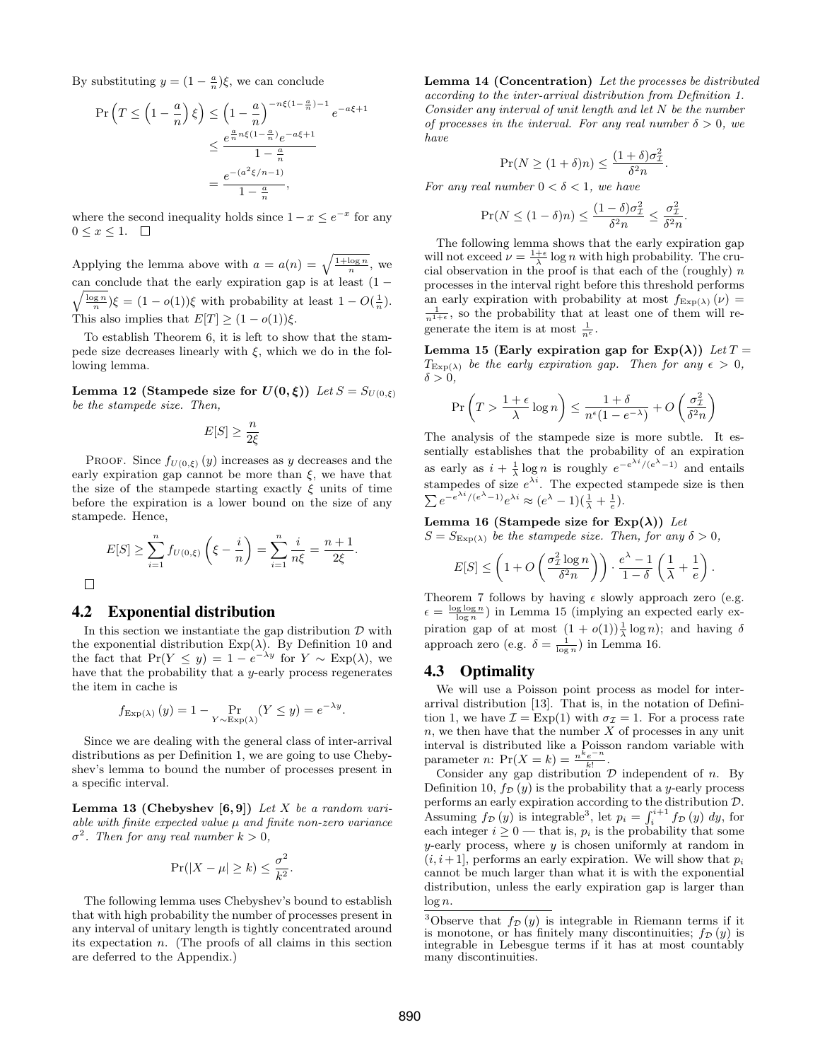By substituting $y = (1 - \frac{a}{n})\xi$, we can conclude

$$\Pr\left(T \leq \left(1 - \frac{a}{n}\right)\xi\right) \leq \left(1 - \frac{a}{n}\right)^{-n\xi(1-\frac{a}{n})-1} e^{-a\xi+1}$$

$$\leq \frac{e^{\frac{a}{n}n\xi(1-\frac{a}{n})}e^{-a\xi+1}}{1-\frac{a}{n}}$$

$$= \frac{e^{-(a^2\xi/n-1)}}{1-\frac{a}{n}},$$

where the second inequality holds since $1 - x \leq e^{-x}$ for any $0 \leq x \leq 1$. □

Applying the lemma above with $a = a(n) = \sqrt{\frac{1+\log n}{n}}$, we can conclude that the early expiration gap is at least $(1 - \sqrt{\frac{\log n}{n}})\xi = (1 - o(1))\xi$ with probability at least $1 - O(\frac{1}{n})$. This also implies that $E[T] \geq (1 - o(1))\xi$.

To establish Theorem 6, it is left to show that the stampede size decreases linearly with $\xi$, which we do in the following lemma.

**Lemma 12 (Stampede size for $U(0, \xi)$)** *Let $S = S_{U(0,\xi)}$ be the stampede size. Then,*

$$E[S] \geq \frac{n}{2\xi}$$

Proof. Since $f_{U(0,\xi)}(y)$ increases as $y$ decreases and the early expiration gap cannot be more than $\xi$, we have that the size of the stampede starting exactly $\xi$ units of time before the expiration is a lower bound on the size of any stampede. Hence,

$$E[S] \geq \sum_{i=1}^{n} f_{U(0,\xi)}\left(\xi - \frac{i}{n}\right) = \sum_{i=1}^{n} \frac{i}{n\xi} = \frac{n+1}{2\xi}.$$

□

## 4.2 Exponential distribution

In this section we instantiate the gap distribution $\mathcal{D}$ with the exponential distribution $\text{Exp}(\lambda)$. By Definition 10 and the fact that $\Pr(Y \leq y) = 1 - e^{-\lambda y}$ for $Y \sim \text{Exp}(\lambda)$, we have that the probability that a $y$-early process regenerates the item in cache is

$$f_{\text{Exp}(\lambda)}(y) = 1 - \Pr_{Y\sim\text{Exp}(\lambda)}(Y \leq y) = e^{-\lambda y}.$$

Since we are dealing with the general class of inter-arrival distributions as per Definition 1, we are going to use Chebyshev's lemma to bound the number of processes present in a specific interval.

**Lemma 13 (Chebyshev [6, 9])** *Let $X$ be a random variable with finite expected value $\mu$ and finite non-zero variance $\sigma^2$. Then for any real number $k > 0$,*

$$\Pr(|X - \mu| \geq k) \leq \frac{\sigma^2}{k^2}.$$

The following lemma uses Chebyshev's bound to establish that with high probability the number of processes present in any interval of unitary length is tightly concentrated around its expectation $n$. (The proofs of all claims in this section are deferred to the Appendix.)

**Lemma 14 (Concentration)** *Let the processes be distributed according to the inter-arrival distribution from Definition 1. Consider any interval of unit length and let $N$ be the number of processes in the interval. For any real number $\delta > 0$, we have*

$$\Pr(N \geq (1+\delta)n) \leq \frac{(1+\delta)\sigma_{\mathcal{I}}^2}{\delta^2 n}.$$

*For any real number $0 < \delta < 1$, we have*

$$\Pr(N \leq (1-\delta)n) \leq \frac{(1-\delta)\sigma_{\mathcal{I}}^2}{\delta^2 n} \leq \frac{\sigma_{\mathcal{I}}^2}{\delta^2 n}.$$

The following lemma shows that the early expiration gap will not exceed $\nu = \frac{1+\epsilon}{\lambda}\log n$ with high probability. The crucial observation in the proof is that each of the (roughly) $n$ processes in the interval right before this threshold performs an early expiration with probability at most $f_{\text{Exp}(\lambda)}(\nu) = \frac{1}{n^{1+\epsilon}}$, so the probability that at least one of them will regenerate the item is at most $\frac{1}{n^\epsilon}$.

**Lemma 15 (Early expiration gap for $\text{Exp}(\lambda)$)** *Let $T = T_{\text{Exp}(\lambda)}$ be the early expiration gap. Then for any $\epsilon > 0$, $\delta > 0$,*

$$\Pr\left(T > \frac{1+\epsilon}{\lambda}\log n\right) \leq \frac{1+\delta}{n^\epsilon(1-e^{-\lambda})} + O\left(\frac{\sigma_{\mathcal{I}}^2}{\delta^2 n}\right)$$

The analysis of the stampede size is more subtle. It essentially establishes that the probability of an expiration as early as $i + \frac{1}{\lambda}\log n$ is roughly $e^{-e^{\lambda i}/(e^\lambda - 1)}$ and entails stampedes of size $e^{\lambda i}$. The expected stampede size is then $\sum e^{-e^{\lambda i}/(e^\lambda-1)}e^{\lambda i} \approx (e^\lambda - 1)(\frac{1}{\lambda} + \frac{1}{e})$.

**Lemma 16 (Stampede size for $\text{Exp}(\lambda)$)** *Let $S = S_{\text{Exp}(\lambda)}$ be the stampede size. Then, for any $\delta > 0$,*

$$E[S] \leq \left(1 + O\left(\frac{\sigma_{\mathcal{I}}^2 \log n}{\delta^2 n}\right)\right) \cdot \frac{e^\lambda - 1}{1-\delta}\left(\frac{1}{\lambda} + \frac{1}{e}\right).$$

Theorem 7 follows by having $\epsilon$ slowly approach zero (e.g. $\epsilon = \frac{\log\log n}{\log n}$) in Lemma 15 (implying an expected early expiration gap of at most $(1 + o(1))\frac{1}{\lambda}\log n$); and having $\delta$ approach zero (e.g. $\delta = \frac{1}{\log n}$) in Lemma 16.

## 4.3 Optimality

We will use a Poisson point process as model for inter-arrival distribution [13]. That is, in the notation of Definition 1, we have $\mathcal{I} = \text{Exp}(1)$ with $\sigma_{\mathcal{I}} = 1$. For a process rate $n$, we then have that the number $X$ of processes in any unit interval is distributed like a Poisson random variable with parameter $n$: $\Pr(X = k) = \frac{n^k e^{-n}}{k!}$.

Consider any gap distribution $\mathcal{D}$ independent of $n$. By Definition 10, $f_{\mathcal{D}}(y)$ is the probability that a $y$-early process performs an early expiration according to the distribution $\mathcal{D}$. Assuming $f_{\mathcal{D}}(y)$ is integrable[3], let $p_i = \int_i^{i+1} f_{\mathcal{D}}(y)\,dy$, for each integer $i \geq 0$ — that is, $p_i$ is the probability that some $y$-early process, where $y$ is chosen uniformly at random in $(i, i+1]$, performs an early expiration. We will show that $p_i$ cannot be much larger than what it is with the exponential distribution, unless the early expiration gap is larger than $\log n$.

---

[3] Observe that $f_{\mathcal{D}}(y)$ is integrable in Riemann terms if it is monotone, or has finitely many discontinuities; $f_{\mathcal{D}}(y)$ is integrable in Lebesgue terms if it has at most countably many discontinuities.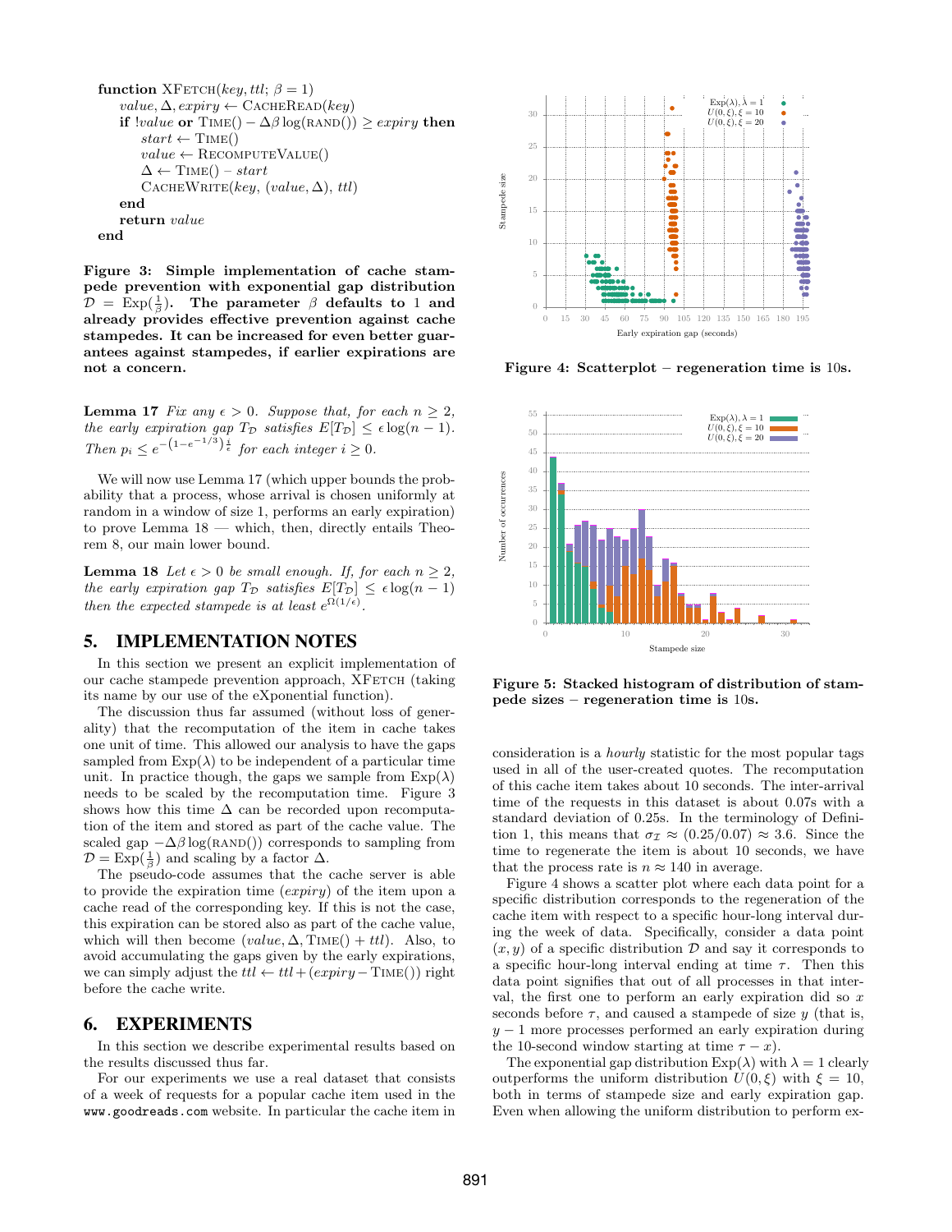```
function XFETCH(key, ttl; β = 1)
    value, Δ, expiry ← CACHEREAD(key)
    if !value or TIME() − Δβ log(RAND()) ≥ expiry then
        start ← TIME()
        value ← RECOMPUTEVALUE()
        Δ ← TIME() − start
        CACHEWRITE(key, (value, Δ), ttl)
    end
    return value
end
```

**Figure 3: Simple implementation of cache stampede prevention with exponential gap distribution $\mathcal{D} = \text{Exp}(\frac{1}{\beta})$. The parameter $\beta$ defaults to 1 and already provides effective prevention against cache stampedes. It can be increased for even better guarantees against stampedes, if earlier expirations are not a concern.**

**Lemma 17** *Fix any $\epsilon > 0$. Suppose that, for each $n \geq 2$, the early expiration gap $T_{\mathcal{D}}$ satisfies $E[T_{\mathcal{D}}] \leq \epsilon \log(n-1)$. Then $p_i \leq e^{-\left(1-e^{-1/3}\right)\frac{i}{\epsilon}}$ for each integer $i \geq 0$.*

We will now use Lemma 17 (which upper bounds the probability that a process, whose arrival is chosen uniformly at random in a window of size 1, performs an early expiration) to prove Lemma 18 — which, then, directly entails Theorem 8, our main lower bound.

**Lemma 18** *Let $\epsilon > 0$ be small enough. If, for each $n \geq 2$, the early expiration gap $T_{\mathcal{D}}$ satisfies $E[T_{\mathcal{D}}] \leq \epsilon \log(n-1)$ then the expected stampede is at least $e^{\Omega(1/\epsilon)}$.*

## 5. IMPLEMENTATION NOTES

In this section we present an explicit implementation of our cache stampede prevention approach, XFETCH (taking its name by our use of the eXponential function).

The discussion thus far assumed (without loss of generality) that the recomputation of the item in cache takes one unit of time. This allowed our analysis to have the gaps sampled from $\text{Exp}(\lambda)$ to be independent of a particular time unit. In practice though, the gaps we sample from $\text{Exp}(\lambda)$ needs to be scaled by the recomputation time. Figure 3 shows how this time $\Delta$ can be recorded upon recomputation of the item and stored as part of the cache value. The scaled gap $-\Delta\beta \log(\text{RAND}())$ corresponds to sampling from $\mathcal{D} = \text{Exp}(\frac{1}{\beta})$ and scaling by a factor $\Delta$.

The pseudo-code assumes that the cache server is able to provide the expiration time (*expiry*) of the item upon a cache read of the corresponding key. If this is not the case, this expiration can be stored also as part of the cache value, which will then become $(value, \Delta, \text{TIME}() + ttl)$. Also, to avoid accumulating the gaps given by the early expirations, we can simply adjust the $ttl \leftarrow ttl + (expiry - \text{TIME}())$ right before the cache write.

## 6. EXPERIMENTS

In this section we describe experimental results based on the results discussed thus far.

For our experiments we use a real dataset that consists of a week of requests for a popular cache item used in the `www.goodreads.com` website. In particular the cache item in consideration is a *hourly* statistic for the most popular tags used in all of the user-created quotes. The recomputation of this cache item takes about 10 seconds. The inter-arrival time of the requests in this dataset is about 0.07s with a standard deviation of 0.25s. In the terminology of Definition 1, this means that $\sigma_{\mathcal{I}} \approx (0.25/0.07) \approx 3.6$. Since the time to regenerate the item is about 10 seconds, we have that the process rate is $n \approx 140$ in average.

**Figure 4: Scatterplot – regeneration time is 10s.**

**Figure 5: Stacked histogram of distribution of stampede sizes – regeneration time is 10s.**

Figure 4 shows a scatter plot where each data point for a specific distribution corresponds to the regeneration of the cache item with respect to a specific hour-long interval during the week of data. Specifically, consider a data point $(x, y)$ of a specific distribution $\mathcal{D}$ and say it corresponds to a specific hour-long interval ending at time $\tau$. Then this data point signifies that out of all processes in that interval, the first one to perform an early expiration did so $x$ seconds before $\tau$, and caused a stampede of size $y$ (that is, $y - 1$ more processes performed an early expiration during the 10-second window starting at time $\tau - x$).

The exponential gap distribution $\text{Exp}(\lambda)$ with $\lambda = 1$ clearly outperforms the uniform distribution $U(0, \xi)$ with $\xi = 10$, both in terms of stampede size and early expiration gap. Even when allowing the uniform distribution to perform ex-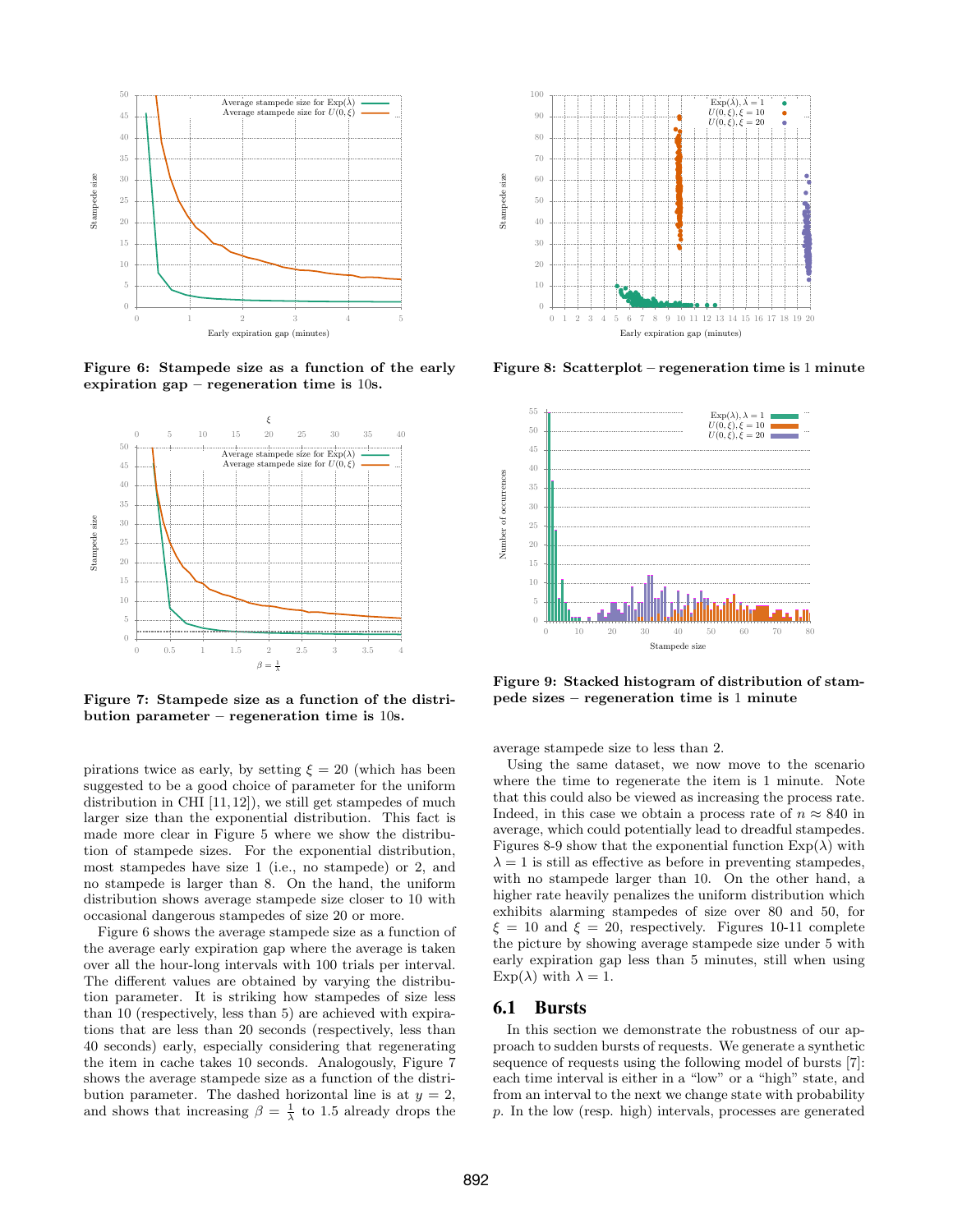Figure 6: Stampede size as a function of the early expiration gap – regeneration time is 10s.

Figure 7: Stampede size as a function of the distribution parameter – regeneration time is 10s.

pirations twice as early, by setting $\xi = 20$ (which has been suggested to be a good choice of parameter for the uniform distribution in CHI [11,12]), we still get stampedes of much larger size than the exponential distribution. This fact is made more clear in Figure 5 where we show the distribution of stampede sizes. For the exponential distribution, most stampedes have size 1 (i.e., no stampede) or 2, and no stampede is larger than 8. On the hand, the uniform distribution shows average stampede size closer to 10 with occasional dangerous stampedes of size 20 or more.

Figure 6 shows the average stampede size as a function of the average early expiration gap where the average is taken over all the hour-long intervals with 100 trials per interval. The different values are obtained by varying the distribution parameter. It is striking how stampedes of size less than 10 (respectively, less than 5) are achieved with expirations that are less than 20 seconds (respectively, less than 40 seconds) early, especially considering that regenerating the item in cache takes 10 seconds. Analogously, Figure 7 shows the average stampede size as a function of the distribution parameter. The dashed horizontal line is at $y = 2$, and shows that increasing $\beta = \frac{1}{\lambda}$ to 1.5 already drops the average stampede size to less than 2.

Figure 8: Scatterplot – regeneration time is 1 minute

Figure 9: Stacked histogram of distribution of stampede sizes – regeneration time is 1 minute

Using the same dataset, we now move to the scenario where the time to regenerate the item is 1 minute. Note that this could also be viewed as increasing the process rate. Indeed, in this case we obtain a process rate of $n \approx 840$ in average, which could potentially lead to dreadful stampedes. Figures 8-9 show that the exponential function $\text{Exp}(\lambda)$ with $\lambda = 1$ is still as effective as before in preventing stampedes, with no stampede larger than 10. On the other hand, a higher rate heavily penalizes the uniform distribution which exhibits alarming stampedes of size over 80 and 50, for $\xi = 10$ and $\xi = 20$, respectively. Figures 10-11 complete the picture by showing average stampede size under 5 with early expiration gap less than 5 minutes, still when using $\text{Exp}(\lambda)$ with $\lambda = 1$.

## 6.1 Bursts

In this section we demonstrate the robustness of our approach to sudden bursts of requests. We generate a synthetic sequence of requests using the following model of bursts [7]: each time interval is either in a "low" or a "high" state, and from an interval to the next we change state with probability $p$. In the low (resp. high) intervals, processes are generated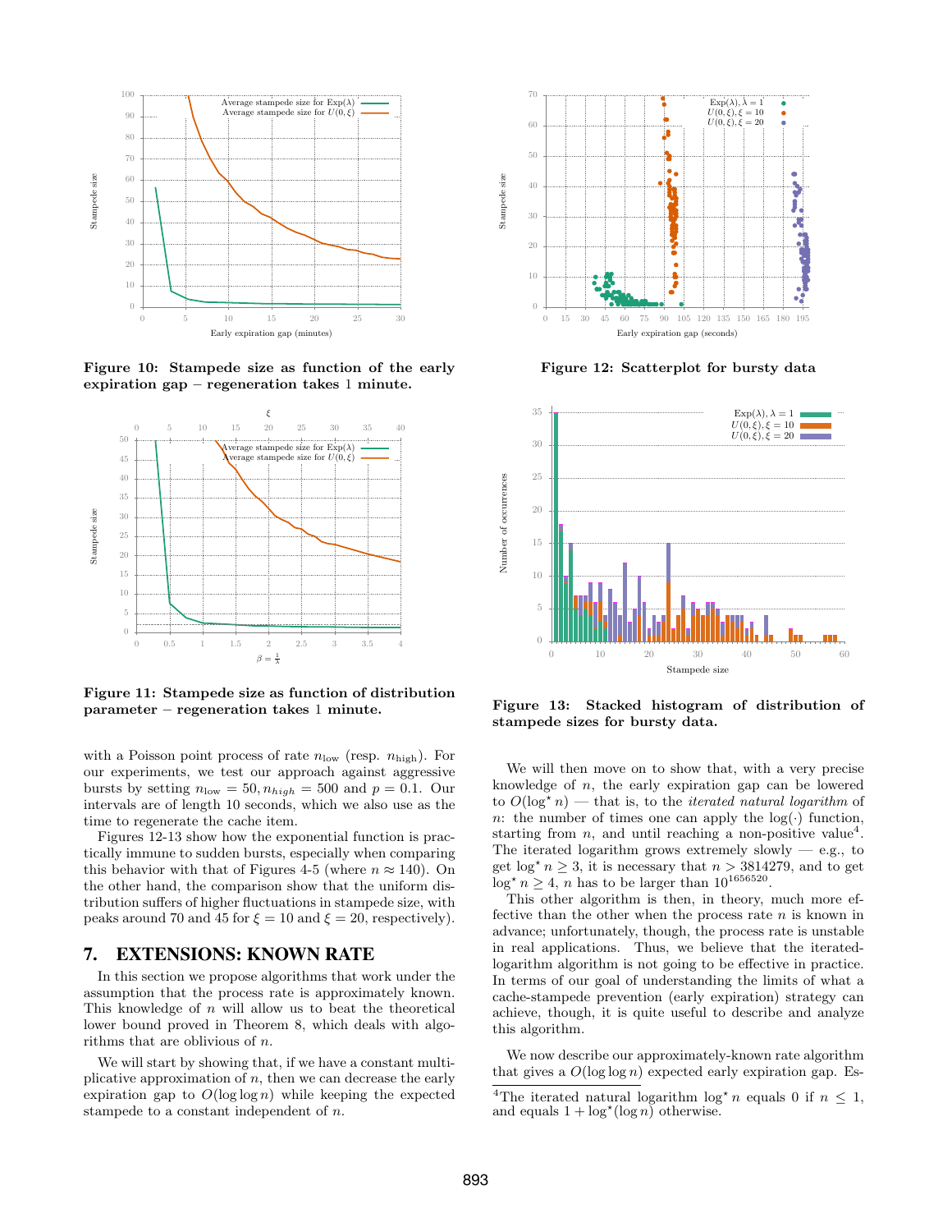**Figure 10: Stampede size as function of the early expiration gap – regeneration takes 1 minute.**

**Figure 11: Stampede size as function of distribution parameter – regeneration takes 1 minute.**

**Figure 12: Scatterplot for bursty data**

**Figure 13: Stacked histogram of distribution of stampede sizes for bursty data.**

with a Poisson point process of rate $n_{\text{low}}$ (resp. $n_{\text{high}}$). For our experiments, we test our approach against aggressive bursts by setting $n_{\text{low}} = 50, n_{high} = 500$ and $p = 0.1$. Our intervals are of length 10 seconds, which we also use as the time to regenerate the cache item.

Figures 12-13 show how the exponential function is practically immune to sudden bursts, especially when comparing this behavior with that of Figures 4-5 (where $n \approx 140$). On the other hand, the comparison show that the uniform distribution suffers of higher fluctuations in stampede size, with peaks around 70 and 45 for $\xi = 10$ and $\xi = 20$, respectively).

## 7. EXTENSIONS: KNOWN RATE

In this section we propose algorithms that work under the assumption that the process rate is approximately known. This knowledge of $n$ will allow us to beat the theoretical lower bound proved in Theorem 8, which deals with algorithms that are oblivious of $n$.

We will start by showing that, if we have a constant multiplicative approximation of $n$, then we can decrease the early expiration gap to $O(\log \log n)$ while keeping the expected stampede to a constant independent of $n$.

We will then move on to show that, with a very precise knowledge of $n$, the early expiration gap can be lowered to $O(\log^\star n)$ — that is, to the *iterated natural logarithm* of $n$: the number of times one can apply the $\log(\cdot)$ function, starting from $n$, and until reaching a non-positive value[4]. The iterated logarithm grows extremely slowly — e.g., to get $\log^\star n \geq 3$, it is necessary that $n > 3814279$, and to get $\log^\star n \geq 4$, $n$ has to be larger than $10^{1656520}$.

This other algorithm is then, in theory, much more effective than the other when the process rate $n$ is known in advance; unfortunately, though, the process rate is unstable in real applications. Thus, we believe that the iterated-logarithm algorithm is not going to be effective in practice. In terms of our goal of understanding the limits of what a cache-stampede prevention (early expiration) strategy can achieve, though, it is quite useful to describe and analyze this algorithm.

We now describe our approximately-known rate algorithm that gives a $O(\log \log n)$ expected early expiration gap. Es-

[4]The iterated natural logarithm $\log^\star n$ equals 0 if $n \leq 1$, and equals $1 + \log^\star(\log n)$ otherwise.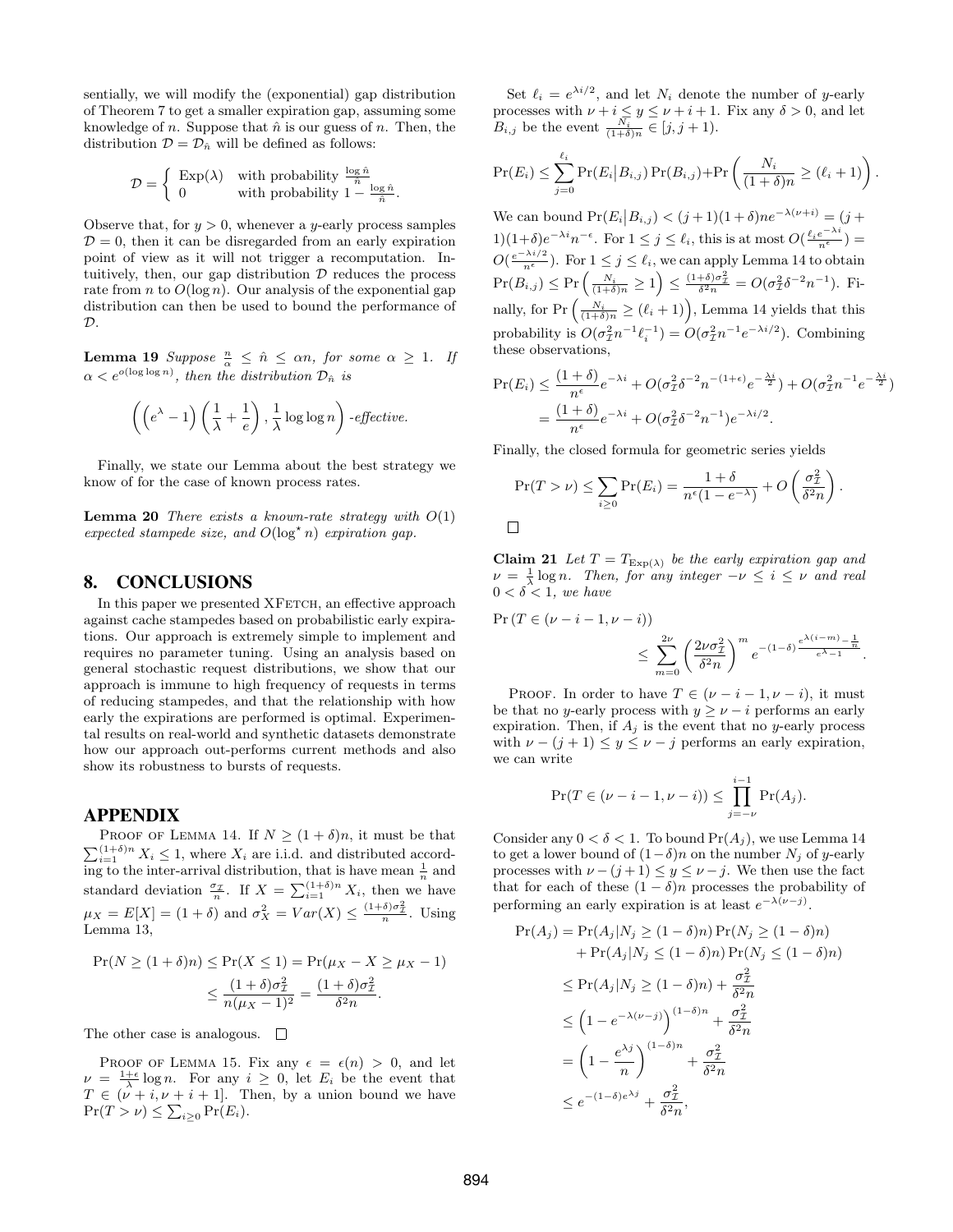sentially, we will modify the (exponential) gap distribution of Theorem 7 to get a smaller expiration gap, assuming some knowledge of $n$. Suppose that $\hat{n}$ is our guess of $n$. Then, the distribution $\mathcal{D} = \mathcal{D}_{\hat{n}}$ will be defined as follows:

$$\mathcal{D} = \begin{cases} \mathrm{Exp}(\lambda) & \text{with probability } \frac{\log \hat{n}}{\hat{n}} \\ 0 & \text{with probability } 1 - \frac{\log \hat{n}}{\hat{n}}. \end{cases}$$

Observe that, for $y > 0$, whenever a $y$-early process samples $\mathcal{D} = 0$, then it can be disregarded from an early expiration point of view as it will not trigger a recomputation. Intuitively, then, our gap distribution $\mathcal{D}$ reduces the process rate from $n$ to $O(\log n)$. Our analysis of the exponential gap distribution can then be used to bound the performance of $\mathcal{D}$.

**Lemma 19** *Suppose $\frac{n}{\alpha} \leq \hat{n} \leq \alpha n$, for some $\alpha \geq 1$. If $\alpha < e^{o(\log \log n)}$, then the distribution $\mathcal{D}_{\hat{n}}$ is*

$$\left(\left(e^{\lambda} - 1\right)\left(\frac{1}{\lambda} + \frac{1}{e}\right), \frac{1}{\lambda}\log\log n\right)\text{-effective.}$$

Finally, we state our Lemma about the best strategy we know of for the case of known process rates.

**Lemma 20** *There exists a known-rate strategy with $O(1)$ expected stampede size, and $O(\log^\star n)$ expiration gap.*

## 8. CONCLUSIONS

In this paper we presented XFetch, an effective approach against cache stampedes based on probabilistic early expirations. Our approach is extremely simple to implement and requires no parameter tuning. Using an analysis based on general stochastic request distributions, we show that our approach is immune to high frequency of requests in terms of reducing stampedes, and that the relationship with how early the expirations are performed is optimal. Experimental results on real-world and synthetic datasets demonstrate how our approach out-performs current methods and also show its robustness to bursts of requests.

## APPENDIX

Proof of Lemma 14. If $N \geq (1+\delta)n$, it must be that $\sum_{i=1}^{(1+\delta)n} X_i \leq 1$, where $X_i$ are i.i.d. and distributed according to the inter-arrival distribution, that is have mean $\frac{1}{n}$ and standard deviation $\frac{\sigma_{\mathcal{I}}}{n}$. If $X = \sum_{i=1}^{(1+\delta)n} X_i$, then we have $\mu_X = E[X] = (1+\delta)$ and $\sigma_X^2 = Var(X) \leq \frac{(1+\delta)\sigma_{\mathcal{I}}^2}{n}$. Using Lemma 13,

$$\begin{aligned}\Pr(N \geq (1+\delta)n) &\leq \Pr(X \leq 1) = \Pr(\mu_X - X \geq \mu_X - 1) \\ &\leq \frac{(1+\delta)\sigma_{\mathcal{I}}^2}{n(\mu_X - 1)^2} = \frac{(1+\delta)\sigma_{\mathcal{I}}^2}{\delta^2 n}.\end{aligned}$$

The other case is analogous. □

Proof of Lemma 15. Fix any $\epsilon = \epsilon(n) > 0$, and let $\nu = \frac{1+\epsilon}{\lambda}\log n$. For any $i \geq 0$, let $E_i$ be the event that $T \in (\nu + i, \nu + i + 1]$. Then, by a union bound we have $\Pr(T > \nu) \leq \sum_{i \geq 0} \Pr(E_i)$.

Set $\ell_i = e^{\lambda i/2}$, and let $N_i$ denote the number of $y$-early processes with $\nu + i \leq y \leq \nu + i + 1$. Fix any $\delta > 0$, and let $B_{i,j}$ be the event $\frac{N_i}{(1+\delta)n} \in [j, j+1)$.

$$\Pr(E_i) \leq \sum_{j=0}^{\ell_i} \Pr(E_i | B_{i,j}) \Pr(B_{i,j}) + \Pr\left(\frac{N_i}{(1+\delta)n} \geq (\ell_i + 1)\right).$$

We can bound $\Pr(E_i | B_{i,j}) < (j+1)(1+\delta)ne^{-\lambda(\nu+i)} = (j+1)(1+\delta)e^{-\lambda i}n^{-\epsilon}$. For $1 \leq j \leq \ell_i$, this is at most $O(\frac{\ell_i e^{-\lambda i}}{n^\epsilon}) = O(\frac{e^{-\lambda i/2}}{n^\epsilon})$. For $1 \leq j \leq \ell_i$, we can apply Lemma 14 to obtain $\Pr(B_{i,j}) \leq \Pr\left(\frac{N_i}{(1+\delta)n} \geq 1\right) \leq \frac{(1+\delta)\sigma_{\mathcal{I}}^2}{\delta^2 n} = O(\sigma_{\mathcal{I}}^2 \delta^{-2} n^{-1})$. Finally, for $\Pr\left(\frac{N_i}{(1+\delta)n} \geq (\ell_i + 1)\right)$, Lemma 14 yields that this probability is $O(\sigma_{\mathcal{I}}^2 n^{-1} \ell_i^{-1}) = O(\sigma_{\mathcal{I}}^2 n^{-1} e^{-\lambda i/2})$. Combining these observations,

$$\begin{aligned}\Pr(E_i) &\leq \frac{(1+\delta)}{n^\epsilon} e^{-\lambda i} + O(\sigma_{\mathcal{I}}^2 \delta^{-2} n^{-(1+\epsilon)} e^{-\frac{\lambda i}{2}}) + O(\sigma_{\mathcal{I}}^2 n^{-1} e^{-\frac{\lambda i}{2}}) \\ &= \frac{(1+\delta)}{n^\epsilon} e^{-\lambda i} + O(\sigma_{\mathcal{I}}^2 \delta^{-2} n^{-1}) e^{-\lambda i/2}.\end{aligned}$$

Finally, the closed formula for geometric series yields

$$\Pr(T > \nu) \leq \sum_{i \geq 0} \Pr(E_i) = \frac{1+\delta}{n^\epsilon(1 - e^{-\lambda})} + O\left(\frac{\sigma_{\mathcal{I}}^2}{\delta^2 n}\right).$$

□

**Claim 21** *Let $T = T_{\mathrm{Exp}(\lambda)}$ be the early expiration gap and $\nu = \frac{1}{\lambda}\log n$. Then, for any integer $-\nu \leq i \leq \nu$ and real $0 < \delta < 1$, we have*

$$\Pr\left(T \in (\nu - i - 1, \nu - i)\right) \leq \sum_{m=0}^{2\nu} \left(\frac{2\nu\sigma_{\mathcal{I}}^2}{\delta^2 n}\right)^m e^{-(1-\delta)\frac{e^{\lambda(i-m)} - \frac{1}{n}}{e^\lambda - 1}}.$$

Proof. In order to have $T \in (\nu - i - 1, \nu - i)$, it must be that no $y$-early process with $y \geq \nu - i$ performs an early expiration. Then, if $A_j$ is the event that no $y$-early process with $\nu - (j+1) \leq y \leq \nu - j$ performs an early expiration, we can write

$$\Pr(T \in (\nu - i - 1, \nu - i)) \leq \prod_{j=-\nu}^{i-1} \Pr(A_j).$$

Consider any $0 < \delta < 1$. To bound $\Pr(A_j)$, we use Lemma 14 to get a lower bound of $(1-\delta)n$ on the number $N_j$ of $y$-early processes with $\nu - (j+1) \leq y \leq \nu - j$. We then use the fact that for each of these $(1-\delta)n$ processes the probability of performing an early expiration is at least $e^{-\lambda(\nu - j)}$.

$$\begin{aligned}\Pr(A_j) &= \Pr(A_j | N_j \geq (1-\delta)n)\Pr(N_j \geq (1-\delta)n) \\ &\quad + \Pr(A_j | N_j \leq (1-\delta)n)\Pr(N_j \leq (1-\delta)n) \\ &\leq \Pr(A_j | N_j \geq (1-\delta)n) + \frac{\sigma_{\mathcal{I}}^2}{\delta^2 n} \\ &\leq \left(1 - e^{-\lambda(\nu - j)}\right)^{(1-\delta)n} + \frac{\sigma_{\mathcal{I}}^2}{\delta^2 n} \\ &= \left(1 - \frac{e^{\lambda j}}{n}\right)^{(1-\delta)n} + \frac{\sigma_{\mathcal{I}}^2}{\delta^2 n} \\ &\leq e^{-(1-\delta)e^{\lambda j}} + \frac{\sigma_{\mathcal{I}}^2}{\delta^2 n},\end{aligned}$$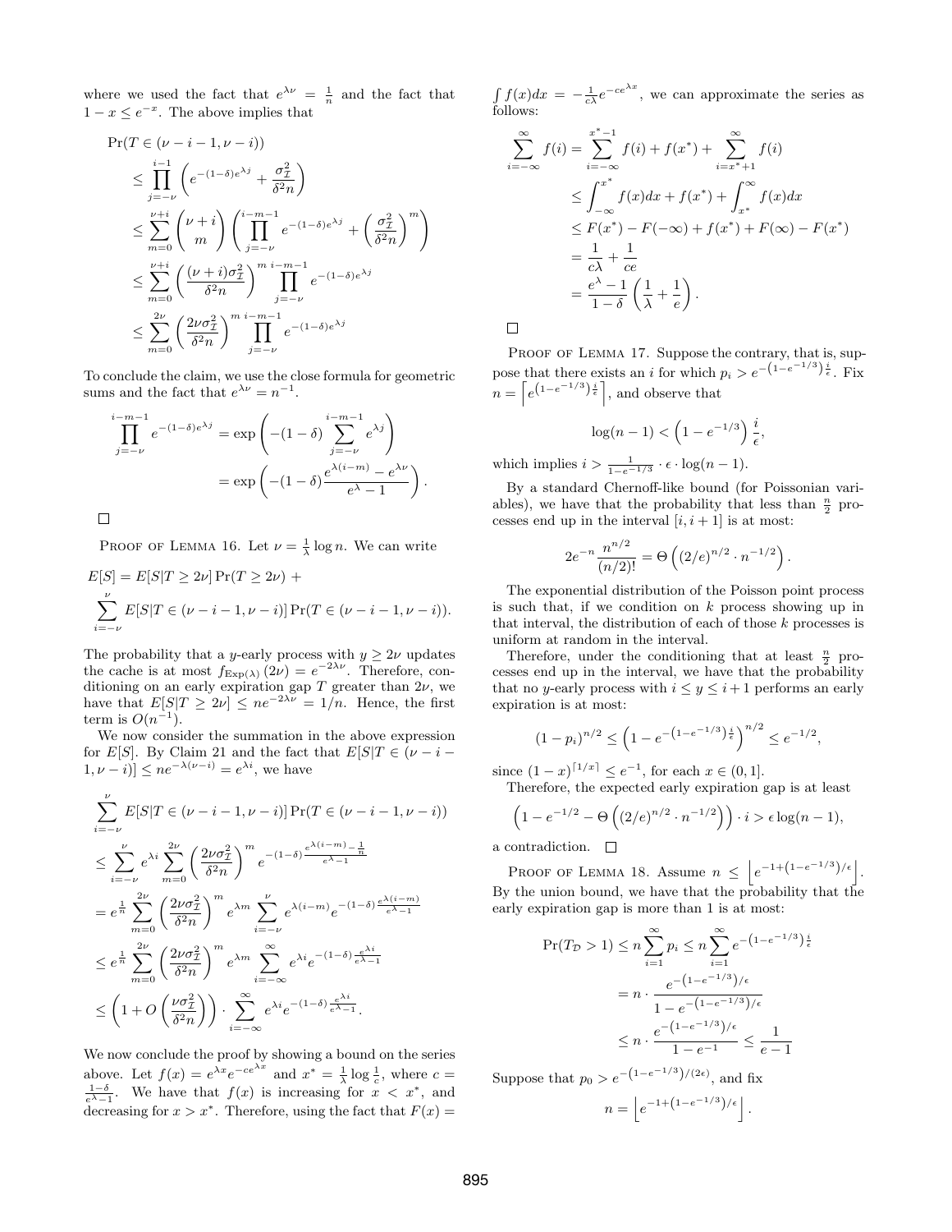where we used the fact that $e^{\lambda\nu} = \frac{1}{n}$ and the fact that $1 - x \leq e^{-x}$. The above implies that

$$
\begin{aligned}
&\Pr(T \in (\nu - i - 1, \nu - i)) \\
&\leq \prod_{j=-\nu}^{i-1} \left( e^{-(1-\delta)e^{\lambda j}} + \frac{\sigma_{\mathcal{I}}^2}{\delta^2 n} \right) \\
&\leq \sum_{m=0}^{\nu+i} \binom{\nu+i}{m} \left( \prod_{j=-\nu}^{i-m-1} e^{-(1-\delta)e^{\lambda j}} + \left( \frac{\sigma_{\mathcal{I}}^2}{\delta^2 n} \right)^m \right) \\
&\leq \sum_{m=0}^{\nu+i} \left( \frac{(\nu+i)\sigma_{\mathcal{I}}^2}{\delta^2 n} \right)^m \prod_{j=-\nu}^{i-m-1} e^{-(1-\delta)e^{\lambda j}} \\
&\leq \sum_{m=0}^{2\nu} \left( \frac{2\nu\sigma_{\mathcal{I}}^2}{\delta^2 n} \right)^m \prod_{j=-\nu}^{i-m-1} e^{-(1-\delta)e^{\lambda j}}
\end{aligned}
$$

To conclude the claim, we use the close formula for geometric sums and the fact that $e^{\lambda\nu} = n^{-1}$.

$$
\begin{aligned}
\prod_{j=-\nu}^{i-m-1} e^{-(1-\delta)e^{\lambda j}} &= \exp\left( -(1-\delta) \sum_{j=-\nu}^{i-m-1} e^{\lambda j} \right) \\
&= \exp\left( -(1-\delta) \frac{e^{\lambda(i-m)} - e^{\lambda\nu}}{e^{\lambda} - 1} \right).
\end{aligned}
$$

□

PROOF OF LEMMA 16. Let $\nu = \frac{1}{\lambda} \log n$. We can write

$$
\begin{aligned}
&E[S] = E[S | T \geq 2\nu] \Pr(T \geq 2\nu) + \\
&\sum_{i=-\nu}^{\nu} E[S | T \in (\nu - i - 1, \nu - i)] \Pr(T \in (\nu - i - 1, \nu - i)).
\end{aligned}
$$

The probability that a $y$-early process with $y \geq 2\nu$ updates the cache is at most $f_{\mathrm{Exp}(\lambda)}(2\nu) = e^{-2\lambda\nu}$. Therefore, conditioning on an early expiration gap $T$ greater than $2\nu$, we have that $E[S | T \geq 2\nu] \leq n e^{-2\lambda\nu} = 1/n$. Hence, the first term is $O(n^{-1})$.

We now consider the summation in the above expression for $E[S]$. By Claim 21 and the fact that $E[S | T \in (\nu - i - 1, \nu - i)] \leq n e^{-\lambda(\nu - i)} = e^{\lambda i}$, we have

$$
\begin{aligned}
&\sum_{i=-\nu}^{\nu} E[S | T \in (\nu - i - 1, \nu - i)] \Pr(T \in (\nu - i - 1, \nu - i)) \\
&\leq \sum_{i=-\nu}^{\nu} e^{\lambda i} \sum_{m=0}^{2\nu} \left( \frac{2\nu\sigma_{\mathcal{I}}^2}{\delta^2 n} \right)^m e^{-(1-\delta)\frac{e^{\lambda(i-m)} - \frac{1}{n}}{e^{\lambda} - 1}} \\
&= e^{\frac{1}{n}} \sum_{m=0}^{2\nu} \left( \frac{2\nu\sigma_{\mathcal{I}}^2}{\delta^2 n} \right)^m e^{\lambda m} \sum_{i=-\nu}^{\nu} e^{\lambda(i-m)} e^{-(1-\delta)\frac{e^{\lambda(i-m)}}{e^{\lambda} - 1}} \\
&\leq e^{\frac{1}{n}} \sum_{m=0}^{2\nu} \left( \frac{2\nu\sigma_{\mathcal{I}}^2}{\delta^2 n} \right)^m e^{\lambda m} \sum_{i=-\infty}^{\infty} e^{\lambda i} e^{-(1-\delta)\frac{e^{\lambda i}}{e^{\lambda} - 1}} \\
&\leq \left( 1 + O\left( \frac{\nu\sigma_{\mathcal{I}}^2}{\delta^2 n} \right) \right) \cdot \sum_{i=-\infty}^{\infty} e^{\lambda i} e^{-(1-\delta)\frac{e^{\lambda i}}{e^{\lambda} - 1}}.
\end{aligned}
$$

We now conclude the proof by showing a bound on the series above. Let $f(x) = e^{\lambda x} e^{-ce^{\lambda x}}$ and $x^* = \frac{1}{\lambda} \log \frac{1}{c}$, where $c = \frac{1-\delta}{e^{\lambda} - 1}$. We have that $f(x)$ is increasing for $x < x^*$, and decreasing for $x > x^*$. Therefore, using the fact that $F(x) = \int f(x) dx = -\frac{1}{c\lambda} e^{-ce^{\lambda x}}$, we can approximate the series as follows:

$$
\begin{aligned}
\sum_{i=-\infty}^{\infty} f(i) &= \sum_{i=-\infty}^{x^*-1} f(i) + f(x^*) + \sum_{i=x^*+1}^{\infty} f(i) \\
&\leq \int_{-\infty}^{x^*} f(x) dx + f(x^*) + \int_{x^*}^{\infty} f(x) dx \\
&\leq F(x^*) - F(-\infty) + f(x^*) + F(\infty) - F(x^*) \\
&= \frac{1}{c\lambda} + \frac{1}{ce} \\
&= \frac{e^{\lambda} - 1}{1 - \delta} \left( \frac{1}{\lambda} + \frac{1}{e} \right).
\end{aligned}
$$

□

PROOF OF LEMMA 17. Suppose the contrary, that is, suppose that there exists an $i$ for which $p_i > e^{-\left(1 - e^{-1/3}\right)\frac{i}{\epsilon}}$. Fix $n = \left\lceil e^{\left(1 - e^{-1/3}\right)\frac{i}{\epsilon}} \right\rceil$, and observe that

$$
\log(n-1) < \left(1 - e^{-1/3}\right) \frac{i}{\epsilon},
$$

which implies $i > \frac{1}{1 - e^{-1/3}} \cdot \epsilon \cdot \log(n-1)$.

By a standard Chernoff-like bound (for Poissonian variables), we have that the probability that less than $\frac{n}{2}$ processes end up in the interval $[i, i+1]$ is at most:

$$
2e^{-n} \frac{n^{n/2}}{(n/2)!} = \Theta\left( (2/e)^{n/2} \cdot n^{-1/2} \right).
$$

The exponential distribution of the Poisson point process is such that, if we condition on $k$ process showing up in that interval, the distribution of each of those $k$ processes is uniform at random in the interval.

Therefore, under the conditioning that at least $\frac{n}{2}$ processes end up in the interval, we have that the probability that no $y$-early process with $i \leq y \leq i+1$ performs an early expiration is at most:

$$
(1 - p_i)^{n/2} \leq \left( 1 - e^{-\left(1 - e^{-1/3}\right)\frac{i}{\epsilon}} \right)^{n/2} \leq e^{-1/2},
$$

since $(1 - x)^{\lceil 1/x \rceil} \leq e^{-1}$, for each $x \in (0, 1]$.

Therefore, the expected early expiration gap is at least

$$
\left( 1 - e^{-1/2} - \Theta\left( (2/e)^{n/2} \cdot n^{-1/2} \right) \right) \cdot i > \epsilon \log(n-1),
$$

a contradiction. □

PROOF OF LEMMA 18. Assume $n \leq \left\lfloor e^{-1 + \left(1 - e^{-1/3}\right)/\epsilon} \right\rfloor$. By the union bound, we have that the probability that the early expiration gap is more than 1 is at most:

$$
\begin{aligned}
\Pr(T_{\mathcal{D}} > 1) &\leq n \sum_{i=1}^{\infty} p_i \leq n \sum_{i=1}^{\infty} e^{-\left(1 - e^{-1/3}\right)\frac{i}{\epsilon}} \\
&= n \cdot \frac{e^{-\left(1 - e^{-1/3}\right)/\epsilon}}{1 - e^{-\left(1 - e^{-1/3}\right)/\epsilon}} \\
&\leq n \cdot \frac{e^{-\left(1 - e^{-1/3}\right)/\epsilon}}{1 - e^{-1}} \leq \frac{1}{e - 1}
\end{aligned}
$$

Suppose that $p_0 > e^{-\left(1 - e^{-1/3}\right)/(2\epsilon)}$, and fix

$$
n = \left\lfloor e^{-1 + \left(1 - e^{-1/3}\right)/\epsilon} \right\rfloor.
$$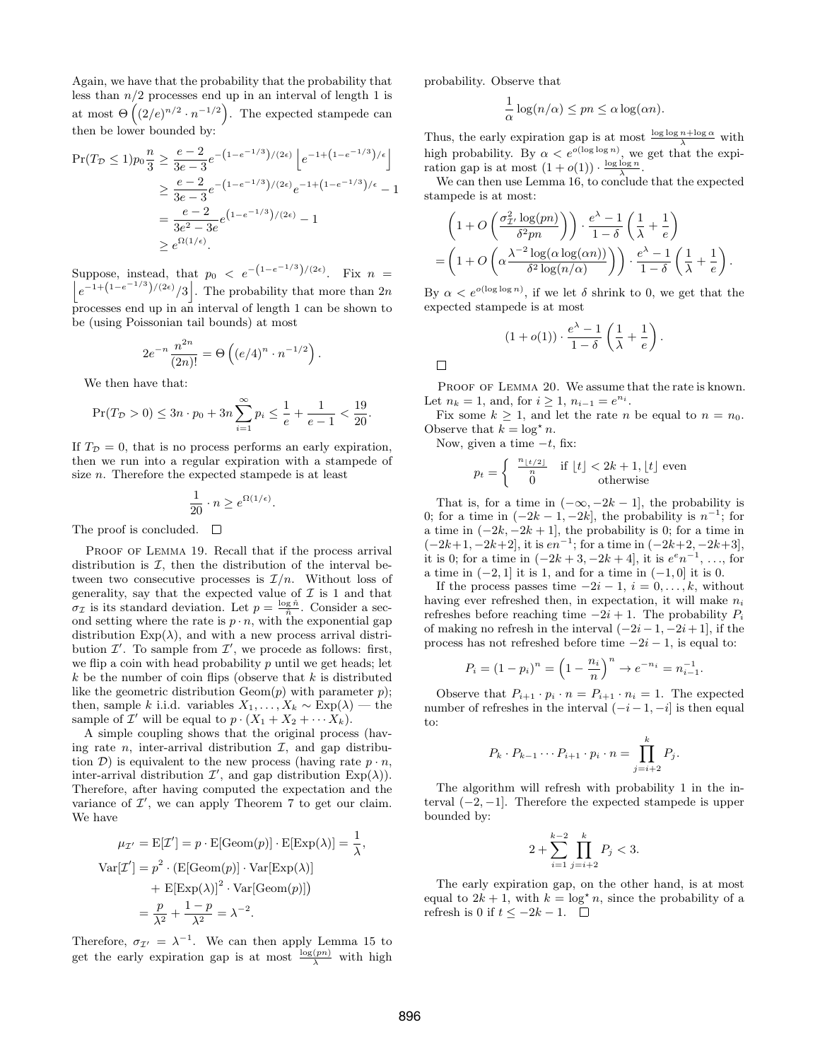Again, we have that the probability that the probability that less than $n/2$ processes end up in an interval of length 1 is at most $\Theta\left((2/e)^{n/2} \cdot n^{-1/2}\right)$. The expected stampede can then be lower bounded by:

$$
\begin{aligned}
\Pr(T_{\mathcal{D}} \le 1) p_0 \frac{n}{3} &\ge \frac{e-2}{3e-3} e^{-\left(1-e^{-1/3}\right)/(2\epsilon)} \left\lfloor e^{-1+\left(1-e^{-1/3}\right)/\epsilon} \right\rfloor \\
&\ge \frac{e-2}{3e-3} e^{-\left(1-e^{-1/3}\right)/(2\epsilon)} e^{-1+\left(1-e^{-1/3}\right)/\epsilon} - 1 \\
&= \frac{e-2}{3e^2-3e} e^{\left(1-e^{-1/3}\right)/(2\epsilon)} - 1 \\
&\ge e^{\Omega(1/\epsilon)}.
\end{aligned}
$$

Suppose, instead, that $p_0 < e^{-\left(1-e^{-1/3}\right)/(2\epsilon)}$. Fix $n = \left\lfloor e^{-1+\left(1-e^{-1/3}\right)/(2\epsilon)}/3 \right\rfloor$. The probability that more than $2n$ processes end up in an interval of length 1 can be shown to be (using Poissonian tail bounds) at most

$$
2e^{-n} \frac{n^{2n}}{(2n)!} = \Theta\left((e/4)^n \cdot n^{-1/2}\right).
$$

We then have that:

$$
\Pr(T_{\mathcal{D}} > 0) \le 3n \cdot p_0 + 3n \sum_{i=1}^{\infty} p_i \le \frac{1}{e} + \frac{1}{e-1} < \frac{19}{20}.
$$

If $T_{\mathcal{D}} = 0$, that is no process performs an early expiration, then we run into a regular expiration with a stampede of size $n$. Therefore the expected stampede is at least

$$
\frac{1}{20} \cdot n \ge e^{\Omega(1/\epsilon)}.
$$

The proof is concluded. □

Proof of Lemma 19. Recall that if the process arrival distribution is $\mathcal{I}$, then the distribution of the interval between two consecutive processes is $\mathcal{I}/n$. Without loss of generality, say that the expected value of $\mathcal{I}$ is 1 and that $\sigma_{\mathcal{I}}$ is its standard deviation. Let $p = \frac{\log \hat{n}}{\hat{n}}$. Consider a second setting where the rate is $p \cdot n$, with the exponential gap distribution $\operatorname{Exp}(\lambda)$, and with a new process arrival distribution $\mathcal{I}'$. To sample from $\mathcal{I}'$, we procede as follows: first, we flip a coin with head probability $p$ until we get heads; let $k$ be the number of coin flips (observe that $k$ is distributed like the geometric distribution $\operatorname{Geom}(p)$ with parameter $p$); then, sample $k$ i.i.d. variables $X_1, \ldots, X_k \sim \operatorname{Exp}(\lambda)$ — the sample of $\mathcal{I}'$ will be equal to $p \cdot (X_1 + X_2 + \cdots X_k)$.

A simple coupling shows that the original process (having rate $n$, inter-arrival distribution $\mathcal{I}$, and gap distribution $\mathcal{D}$) is equivalent to the new process (having rate $p \cdot n$, inter-arrival distribution $\mathcal{I}'$, and gap distribution $\operatorname{Exp}(\lambda)$). Therefore, after having computed the expectation and the variance of $\mathcal{I}'$, we can apply Theorem 7 to get our claim. We have

$$
\begin{aligned}
\mu_{\mathcal{I}'} &= \operatorname{E}[\mathcal{I}'] = p \cdot \operatorname{E}[\operatorname{Geom}(p)] \cdot \operatorname{E}[\operatorname{Exp}(\lambda)] = \frac{1}{\lambda}, \\
\operatorname{Var}[\mathcal{I}'] &= p^2 \cdot \left(\operatorname{E}[\operatorname{Geom}(p)] \cdot \operatorname{Var}[\operatorname{Exp}(\lambda)]\right. \\
&\quad \left. + \operatorname{E}[\operatorname{Exp}(\lambda)]^2 \cdot \operatorname{Var}[\operatorname{Geom}(p)]\right) \\
&= \frac{p}{\lambda^2} + \frac{1-p}{\lambda^2} = \lambda^{-2}.
\end{aligned}
$$

Therefore, $\sigma_{\mathcal{I}'} = \lambda^{-1}$. We can then apply Lemma 15 to get the early expiration gap is at most $\frac{\log(pn)}{\lambda}$ with high probability. Observe that

$$
\frac{1}{\alpha} \log(n/\alpha) \le pn \le \alpha \log(\alpha n).
$$

Thus, the early expiration gap is at most $\frac{\log \log n + \log \alpha}{\lambda}$ with high probability. By $\alpha < e^{o(\log \log n)}$, we get that the expiration gap is at most $(1+o(1)) \cdot \frac{\log \log n}{\lambda}$.

We can then use Lemma 16, to conclude that the expected stampede is at most:

$$
\begin{aligned}
&\left(1 + O\left(\frac{\sigma_{\mathcal{I}'}^2 \log(pn)}{\delta^2 pn}\right)\right) \cdot \frac{e^\lambda - 1}{1-\delta} \left(\frac{1}{\lambda} + \frac{1}{e}\right) \\
&= \left(1 + O\left(\alpha \frac{\lambda^{-2} \log(\alpha \log(\alpha n))}{\delta^2 \log(n/\alpha)}\right)\right) \cdot \frac{e^\lambda - 1}{1-\delta} \left(\frac{1}{\lambda} + \frac{1}{e}\right).
\end{aligned}
$$

By $\alpha < e^{o(\log \log n)}$, if we let $\delta$ shrink to 0, we get that the expected stampede is at most

$$
(1 + o(1)) \cdot \frac{e^\lambda - 1}{1-\delta} \left(\frac{1}{\lambda} + \frac{1}{e}\right).
$$

□

Proof of Lemma 20. We assume that the rate is known. Let $n_k = 1$, and, for $i \ge 1$, $n_{i-1} = e^{n_i}$.

Fix some $k \ge 1$, and let the rate $n$ be equal to $n = n_0$. Observe that $k = \log^\star n$.

Now, given a time $-t$, fix:

$$
p_t = \begin{cases} \frac{n_{\lfloor t/2 \rfloor}}{n} & \text{if } \lfloor t \rfloor < 2k+1, \lfloor t \rfloor \text{ even} \\ 0 & \text{otherwise} \end{cases}
$$

That is, for a time in $(-\infty, -2k-1]$, the probability is 0; for a time in $(-2k-1, -2k]$, the probability is $n^{-1}$; for a time in $(-2k, -2k+1]$, the probability is 0; for a time in $(-2k+1, -2k+2]$, it is $en^{-1}$; for a time in $(-2k+2, -2k+3]$, it is 0; for a time in $(-2k+3, -2k+4]$, it is $e^e n^{-1}$, ..., for a time in $(-2, 1]$ it is 1, and for a time in $(-1, 0]$ it is 0.

If the process passes time $-2i-1$, $i = 0, \ldots, k$, without having ever refreshed then, in expectation, it will make $n_i$ refreshes before reaching time $-2i+1$. The probability $P_i$ of making no refresh in the interval $(-2i-1, -2i+1]$, if the process has not refreshed before time $-2i-1$, is equal to:

$$
P_i = (1-p_i)^n = \left(1 - \frac{n_i}{n}\right)^n \to e^{-n_i} = n_{i-1}^{-1}.
$$

Observe that $P_{i+1} \cdot p_i \cdot n = P_{i+1} \cdot n_i = 1$. The expected number of refreshes in the interval $(-i-1, -i]$ is then equal to:

$$
P_k \cdot P_{k-1} \cdots P_{i+1} \cdot p_i \cdot n = \prod_{j=i+2}^{k} P_j.
$$

The algorithm will refresh with probability 1 in the interval $(-2, -1]$. Therefore the expected stampede is upper bounded by:

$$
2 + \sum_{i=1}^{k-2} \prod_{j=i+2}^{k} P_j < 3.
$$

The early expiration gap, on the other hand, is at most equal to $2k+1$, with $k = \log^\star n$, since the probability of a refresh is 0 if $t \le -2k-1$. □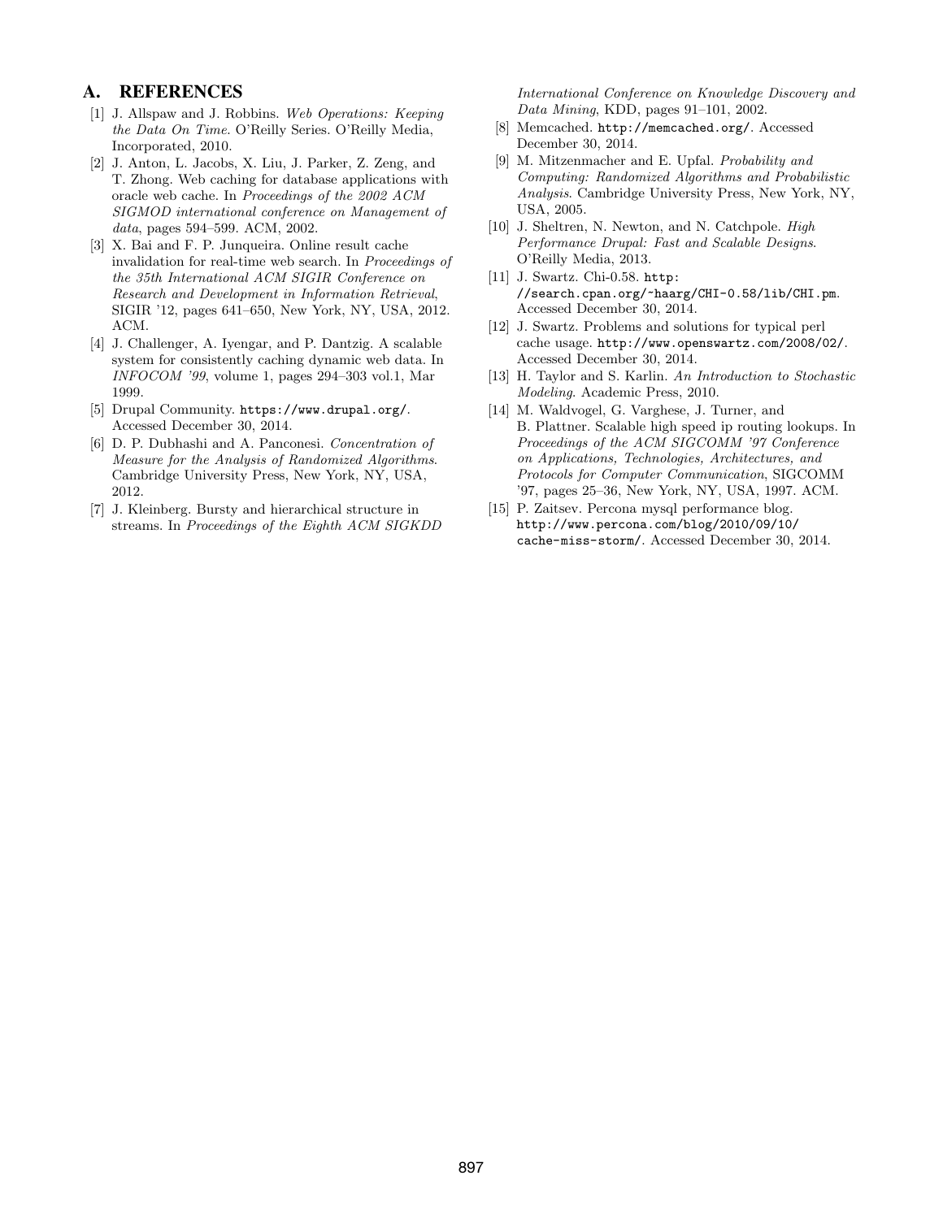## A. REFERENCES

[1] J. Allspaw and J. Robbins. *Web Operations: Keeping the Data On Time*. O'Reilly Series. O'Reilly Media, Incorporated, 2010.

[2] J. Anton, L. Jacobs, X. Liu, J. Parker, Z. Zeng, and T. Zhong. Web caching for database applications with oracle web cache. In *Proceedings of the 2002 ACM SIGMOD international conference on Management of data*, pages 594–599. ACM, 2002.

[3] X. Bai and F. P. Junqueira. Online result cache invalidation for real-time web search. In *Proceedings of the 35th International ACM SIGIR Conference on Research and Development in Information Retrieval*, SIGIR '12, pages 641–650, New York, NY, USA, 2012. ACM.

[4] J. Challenger, A. Iyengar, and P. Dantzig. A scalable system for consistently caching dynamic web data. In *INFOCOM '99*, volume 1, pages 294–303 vol.1, Mar 1999.

[5] Drupal Community. `https://www.drupal.org/`. Accessed December 30, 2014.

[6] D. P. Dubhashi and A. Panconesi. *Concentration of Measure for the Analysis of Randomized Algorithms*. Cambridge University Press, New York, NY, USA, 2012.

[7] J. Kleinberg. Bursty and hierarchical structure in streams. In *Proceedings of the Eighth ACM SIGKDD International Conference on Knowledge Discovery and Data Mining*, KDD, pages 91–101, 2002.

[8] Memcached. `http://memcached.org/`. Accessed December 30, 2014.

[9] M. Mitzenmacher and E. Upfal. *Probability and Computing: Randomized Algorithms and Probabilistic Analysis*. Cambridge University Press, New York, NY, USA, 2005.

[10] J. Sheltren, N. Newton, and N. Catchpole. *High Performance Drupal: Fast and Scalable Designs*. O'Reilly Media, 2013.

[11] J. Swartz. Chi-0.58. `http://search.cpan.org/~haarg/CHI-0.58/lib/CHI.pm`. Accessed December 30, 2014.

[12] J. Swartz. Problems and solutions for typical perl cache usage. `http://www.openswartz.com/2008/02/`. Accessed December 30, 2014.

[13] H. Taylor and S. Karlin. *An Introduction to Stochastic Modeling*. Academic Press, 2010.

[14] M. Waldvogel, G. Varghese, J. Turner, and B. Plattner. Scalable high speed ip routing lookups. In *Proceedings of the ACM SIGCOMM '97 Conference on Applications, Technologies, Architectures, and Protocols for Computer Communication*, SIGCOMM '97, pages 25–36, New York, NY, USA, 1997. ACM.

[15] P. Zaitsev. Percona mysql performance blog. `http://www.percona.com/blog/2010/09/10/cache-miss-storm/`. Accessed December 30, 2014.